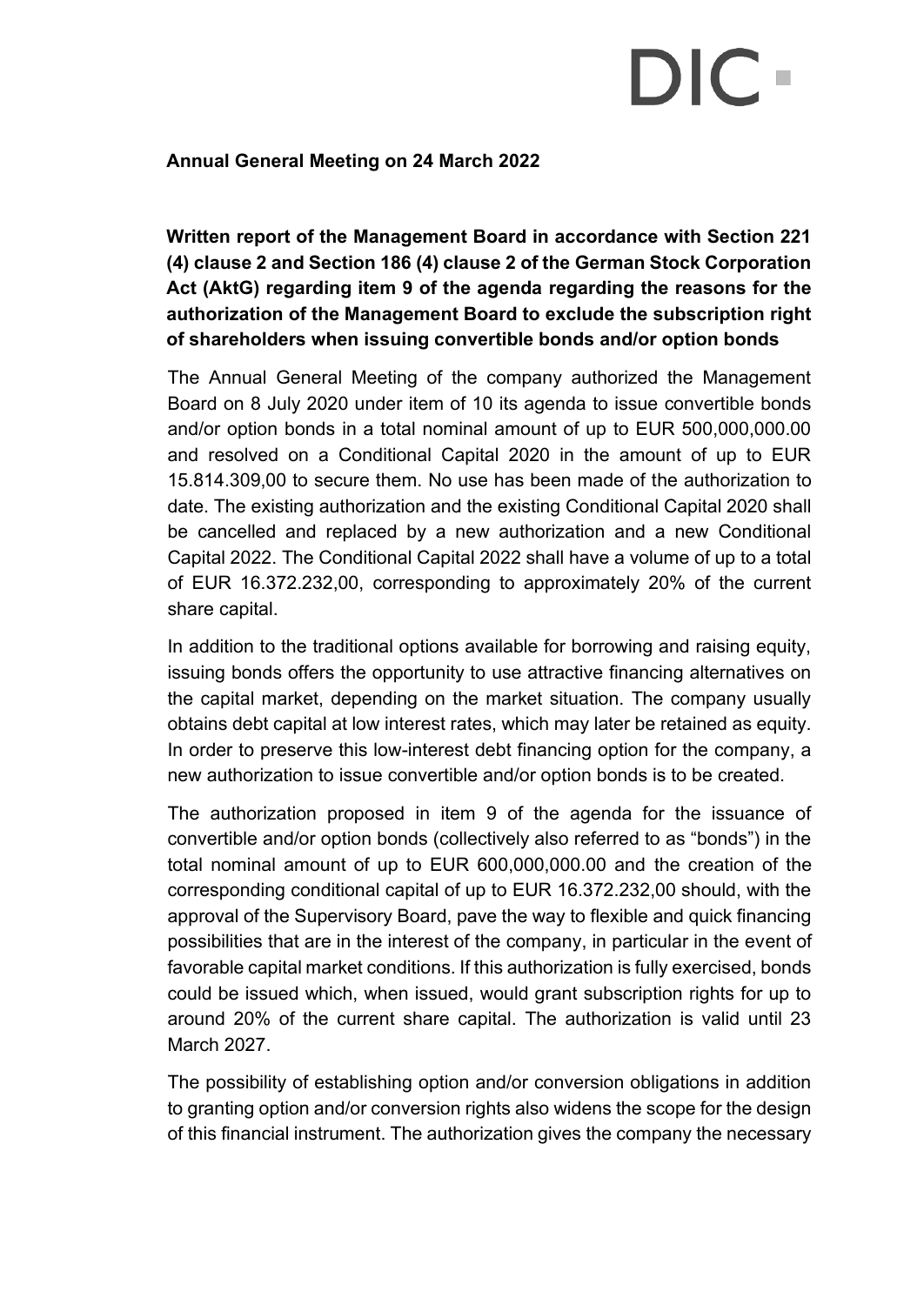**Annual General Meeting on 24 March 2022**

**Written report of the Management Board in accordance with Section 221 (4) clause 2 and Section 186 (4) clause 2 of the German Stock Corporation Act (AktG) regarding item 9 of the agenda regarding the reasons for the authorization of the Management Board to exclude the subscription right of shareholders when issuing convertible bonds and/or option bonds**

The Annual General Meeting of the company authorized the Management Board on 8 July 2020 under item of 10 its agenda to issue convertible bonds and/or option bonds in a total nominal amount of up to EUR 500,000,000.00 and resolved on a Conditional Capital 2020 in the amount of up to EUR 15.814.309,00 to secure them. No use has been made of the authorization to date. The existing authorization and the existing Conditional Capital 2020 shall be cancelled and replaced by a new authorization and a new Conditional Capital 2022. The Conditional Capital 2022 shall have a volume of up to a total of EUR 16.372.232,00, corresponding to approximately 20% of the current share capital.

In addition to the traditional options available for borrowing and raising equity, issuing bonds offers the opportunity to use attractive financing alternatives on the capital market, depending on the market situation. The company usually obtains debt capital at low interest rates, which may later be retained as equity. In order to preserve this low-interest debt financing option for the company, a new authorization to issue convertible and/or option bonds is to be created.

The authorization proposed in item 9 of the agenda for the issuance of convertible and/or option bonds (collectively also referred to as "bonds") in the total nominal amount of up to EUR 600,000,000.00 and the creation of the corresponding conditional capital of up to EUR 16.372.232,00 should, with the approval of the Supervisory Board, pave the way to flexible and quick financing possibilities that are in the interest of the company, in particular in the event of favorable capital market conditions. If this authorization is fully exercised, bonds could be issued which, when issued, would grant subscription rights for up to around 20% of the current share capital. The authorization is valid until 23 March 2027.

The possibility of establishing option and/or conversion obligations in addition to granting option and/or conversion rights also widens the scope for the design of this financial instrument. The authorization gives the company the necessary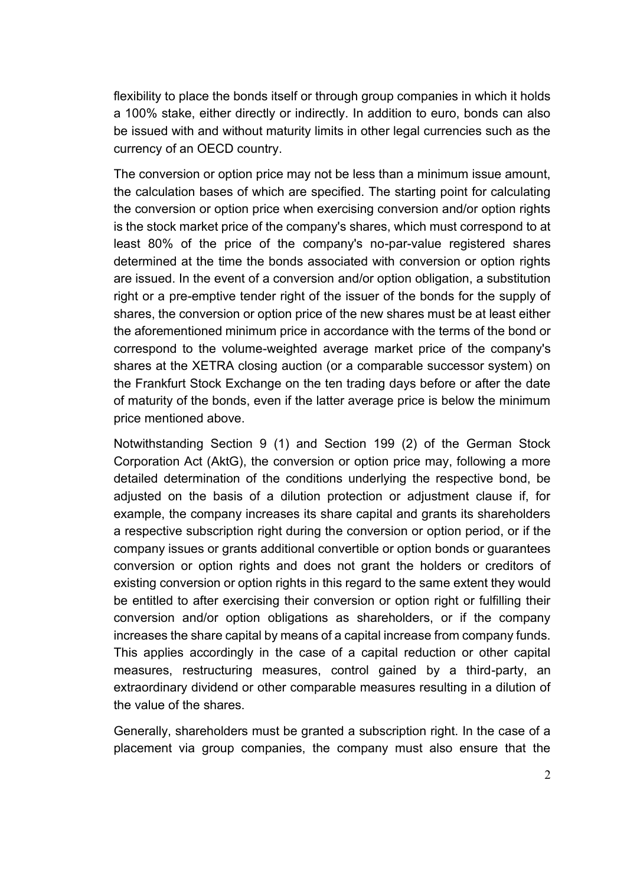flexibility to place the bonds itself or through group companies in which it holds a 100% stake, either directly or indirectly. In addition to euro, bonds can also be issued with and without maturity limits in other legal currencies such as the currency of an OECD country.

The conversion or option price may not be less than a minimum issue amount, the calculation bases of which are specified. The starting point for calculating the conversion or option price when exercising conversion and/or option rights is the stock market price of the company's shares, which must correspond to at least 80% of the price of the company's no-par-value registered shares determined at the time the bonds associated with conversion or option rights are issued. In the event of a conversion and/or option obligation, a substitution right or a pre-emptive tender right of the issuer of the bonds for the supply of shares, the conversion or option price of the new shares must be at least either the aforementioned minimum price in accordance with the terms of the bond or correspond to the volume-weighted average market price of the company's shares at the XETRA closing auction (or a comparable successor system) on the Frankfurt Stock Exchange on the ten trading days before or after the date of maturity of the bonds, even if the latter average price is below the minimum price mentioned above.

Notwithstanding Section 9 (1) and Section 199 (2) of the German Stock Corporation Act (AktG), the conversion or option price may, following a more detailed determination of the conditions underlying the respective bond, be adjusted on the basis of a dilution protection or adjustment clause if, for example, the company increases its share capital and grants its shareholders a respective subscription right during the conversion or option period, or if the company issues or grants additional convertible or option bonds or guarantees conversion or option rights and does not grant the holders or creditors of existing conversion or option rights in this regard to the same extent they would be entitled to after exercising their conversion or option right or fulfilling their conversion and/or option obligations as shareholders, or if the company increases the share capital by means of a capital increase from company funds. This applies accordingly in the case of a capital reduction or other capital measures, restructuring measures, control gained by a third-party, an extraordinary dividend or other comparable measures resulting in a dilution of the value of the shares.

Generally, shareholders must be granted a subscription right. In the case of a placement via group companies, the company must also ensure that the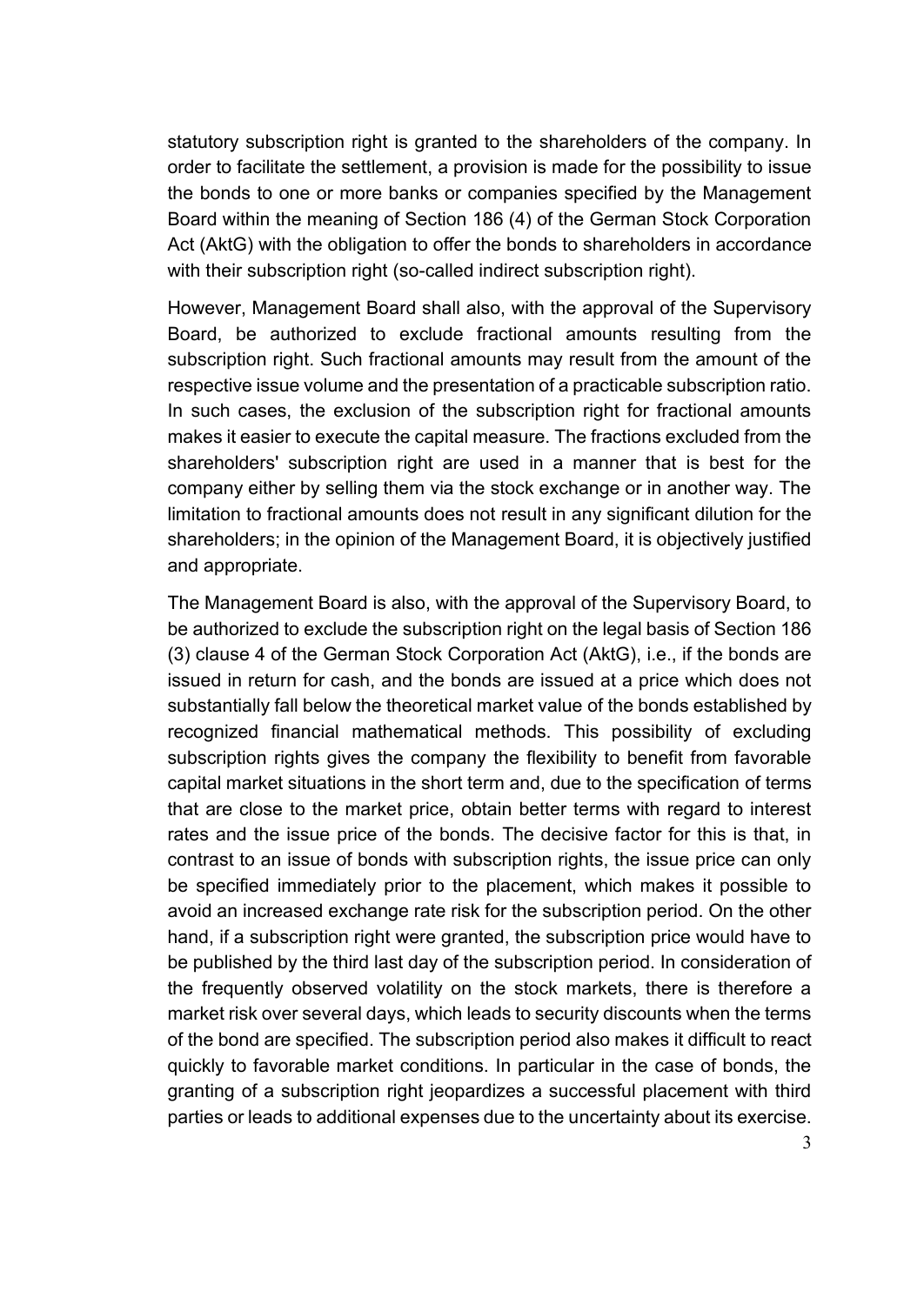statutory subscription right is granted to the shareholders of the company. In order to facilitate the settlement, a provision is made for the possibility to issue the bonds to one or more banks or companies specified by the Management Board within the meaning of Section 186 (4) of the German Stock Corporation Act (AktG) with the obligation to offer the bonds to shareholders in accordance with their subscription right (so-called indirect subscription right).

However, Management Board shall also, with the approval of the Supervisory Board, be authorized to exclude fractional amounts resulting from the subscription right. Such fractional amounts may result from the amount of the respective issue volume and the presentation of a practicable subscription ratio. In such cases, the exclusion of the subscription right for fractional amounts makes it easier to execute the capital measure. The fractions excluded from the shareholders' subscription right are used in a manner that is best for the company either by selling them via the stock exchange or in another way. The limitation to fractional amounts does not result in any significant dilution for the shareholders; in the opinion of the Management Board, it is objectively justified and appropriate.

The Management Board is also, with the approval of the Supervisory Board, to be authorized to exclude the subscription right on the legal basis of Section 186 (3) clause 4 of the German Stock Corporation Act (AktG), i.e., if the bonds are issued in return for cash, and the bonds are issued at a price which does not substantially fall below the theoretical market value of the bonds established by recognized financial mathematical methods. This possibility of excluding subscription rights gives the company the flexibility to benefit from favorable capital market situations in the short term and, due to the specification of terms that are close to the market price, obtain better terms with regard to interest rates and the issue price of the bonds. The decisive factor for this is that, in contrast to an issue of bonds with subscription rights, the issue price can only be specified immediately prior to the placement, which makes it possible to avoid an increased exchange rate risk for the subscription period. On the other hand, if a subscription right were granted, the subscription price would have to be published by the third last day of the subscription period. In consideration of the frequently observed volatility on the stock markets, there is therefore a market risk over several days, which leads to security discounts when the terms of the bond are specified. The subscription period also makes it difficult to react quickly to favorable market conditions. In particular in the case of bonds, the granting of a subscription right jeopardizes a successful placement with third parties or leads to additional expenses due to the uncertainty about its exercise.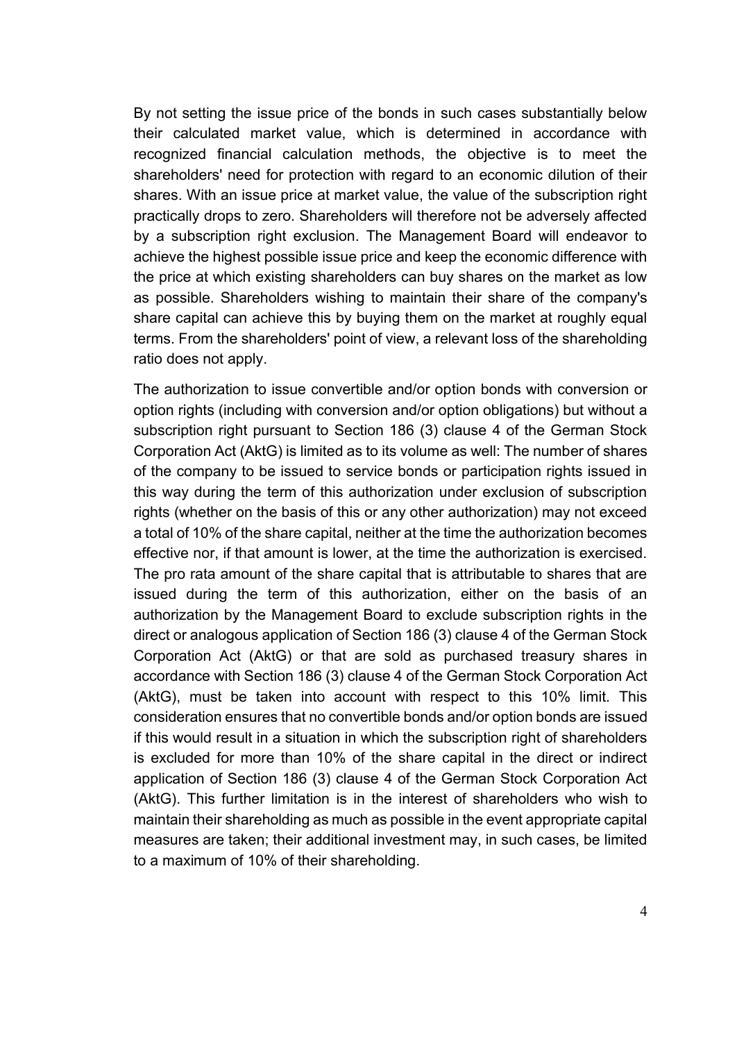By not setting the issue price of the bonds in such cases substantially below their calculated market value, which is determined in accordance with recognized financial calculation methods, the objective is to meet the shareholders' need for protection with regard to an economic dilution of their shares. With an issue price at market value, the value of the subscription right practically drops to zero. Shareholders will therefore not be adversely affected by a subscription right exclusion. The Management Board will endeavor to achieve the highest possible issue price and keep the economic difference with the price at which existing shareholders can buy shares on the market as low as possible. Shareholders wishing to maintain their share of the company's share capital can achieve this by buying them on the market at roughly equal terms. From the shareholders' point of view, a relevant loss of the shareholding ratio does not apply.

The authorization to issue convertible and/or option bonds with conversion or option rights (including with conversion and/or option obligations) but without a subscription right pursuant to Section 186 (3) clause 4 of the German Stock Corporation Act (AktG) is limited as to its volume as well: The number of shares of the company to be issued to service bonds or participation rights issued in this way during the term of this authorization under exclusion of subscription rights (whether on the basis of this or any other authorization) may not exceed a total of 10% of the share capital, neither at the time the authorization becomes effective nor, if that amount is lower, at the time the authorization is exercised. The pro rata amount of the share capital that is attributable to shares that are issued during the term of this authorization, either on the basis of an authorization by the Management Board to exclude subscription rights in the direct or analogous application of Section 186 (3) clause 4 of the German Stock Corporation Act (AktG) or that are sold as purchased treasury shares in accordance with Section 186 (3) clause 4 of the German Stock Corporation Act (AktG), must be taken into account with respect to this 10% limit. This consideration ensures that no convertible bonds and/or option bonds are issued if this would result in a situation in which the subscription right of shareholders is excluded for more than 10% of the share capital in the direct or indirect application of Section 186 (3) clause 4 of the German Stock Corporation Act (AktG). This further limitation is in the interest of shareholders who wish to maintain their shareholding as much as possible in the event appropriate capital measures are taken; their additional investment may, in such cases, be limited to a maximum of 10% of their shareholding.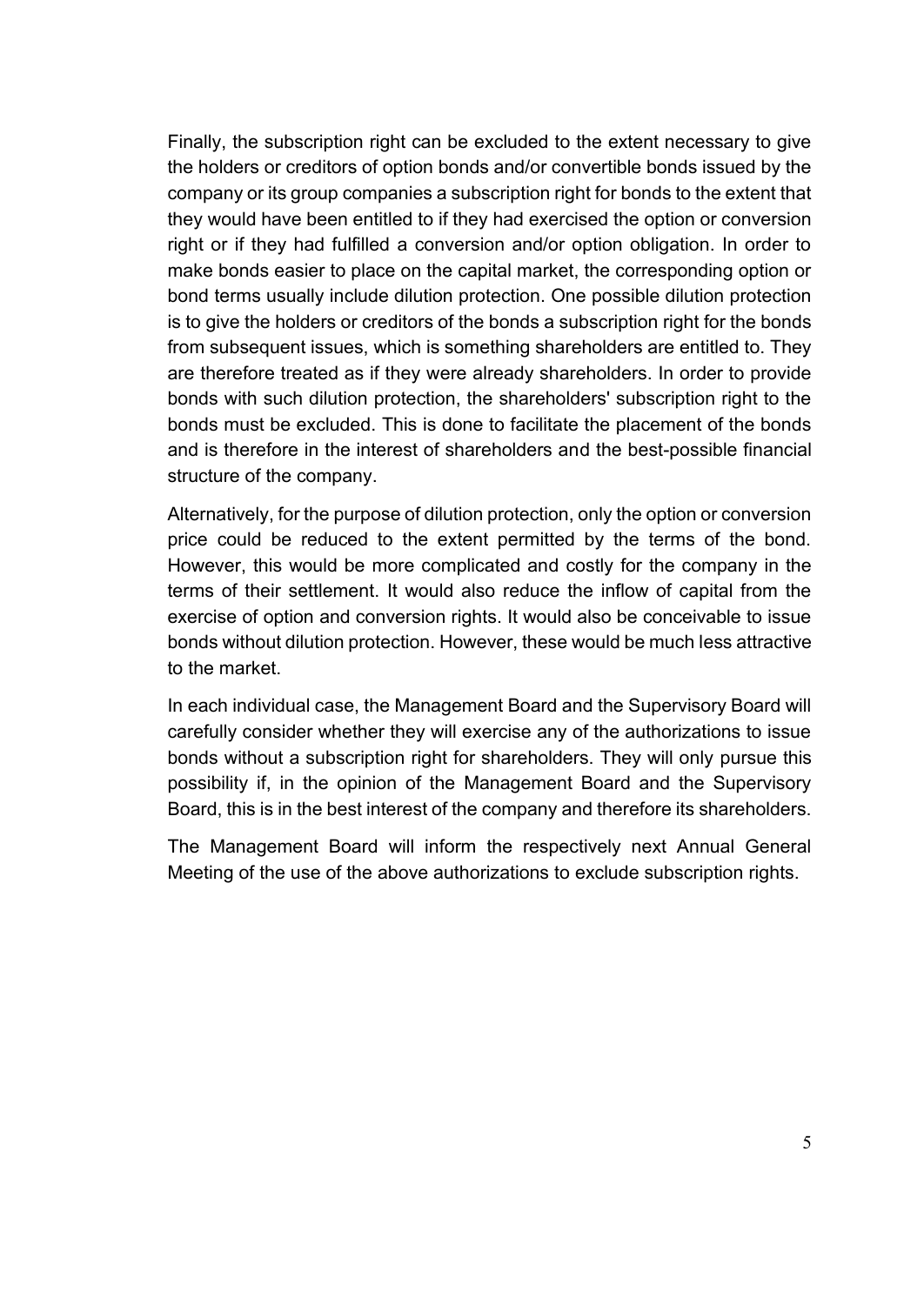Finally, the subscription right can be excluded to the extent necessary to give the holders or creditors of option bonds and/or convertible bonds issued by the company or its group companies a subscription right for bonds to the extent that they would have been entitled to if they had exercised the option or conversion right or if they had fulfilled a conversion and/or option obligation. In order to make bonds easier to place on the capital market, the corresponding option or bond terms usually include dilution protection. One possible dilution protection is to give the holders or creditors of the bonds a subscription right for the bonds from subsequent issues, which is something shareholders are entitled to. They are therefore treated as if they were already shareholders. In order to provide bonds with such dilution protection, the shareholders' subscription right to the bonds must be excluded. This is done to facilitate the placement of the bonds and is therefore in the interest of shareholders and the best-possible financial structure of the company.

Alternatively, for the purpose of dilution protection, only the option or conversion price could be reduced to the extent permitted by the terms of the bond. However, this would be more complicated and costly for the company in the terms of their settlement. It would also reduce the inflow of capital from the exercise of option and conversion rights. It would also be conceivable to issue bonds without dilution protection. However, these would be much less attractive to the market.

In each individual case, the Management Board and the Supervisory Board will carefully consider whether they will exercise any of the authorizations to issue bonds without a subscription right for shareholders. They will only pursue this possibility if, in the opinion of the Management Board and the Supervisory Board, this is in the best interest of the company and therefore its shareholders.

The Management Board will inform the respectively next Annual General Meeting of the use of the above authorizations to exclude subscription rights.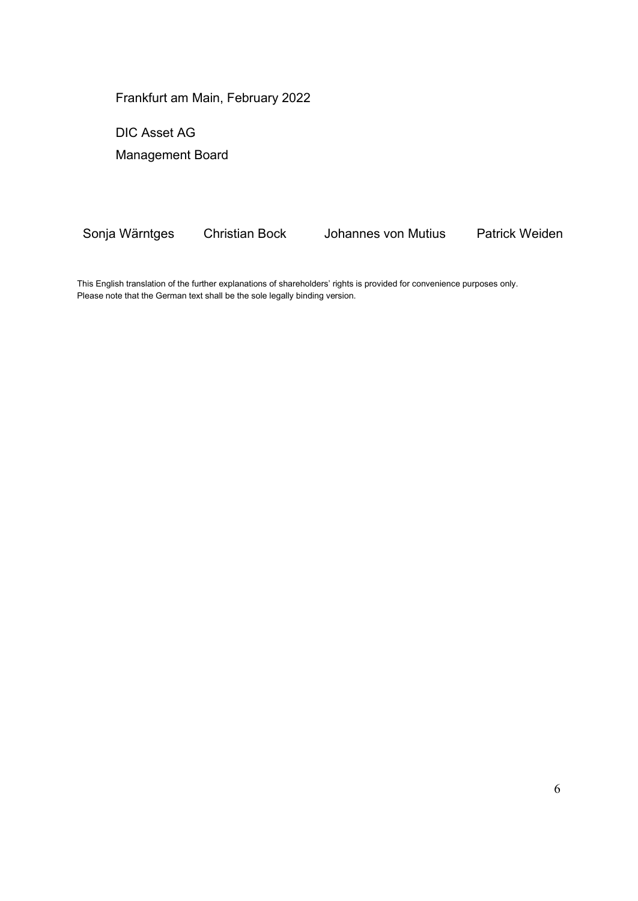Frankfurt am Main, February 2022

DIC Asset AG

Management Board

Sonja Wärntges Christian Bock Johannes von Mutius Patrick Weiden

This English translation of the further explanations of shareholders' rights is provided for convenience purposes only. Please note that the German text shall be the sole legally binding version.